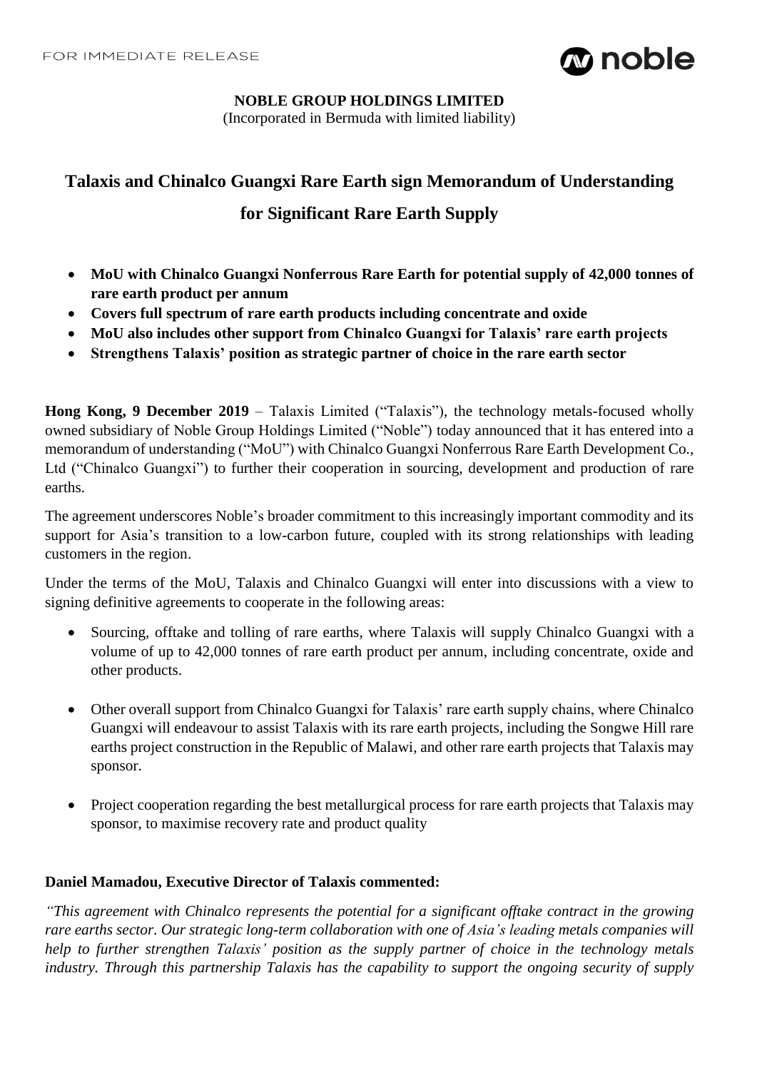FOR IMMEDIATE RELEASE

**NOBLE GROUP HOLDINGS LIMITED**
(Incorporated in Bermuda with limited liability)

# Talaxis and Chinalco Guangxi Rare Earth sign Memorandum of Understanding for Significant Rare Earth Supply

- **MoU with Chinalco Guangxi Nonferrous Rare Earth for potential supply of 42,000 tonnes of rare earth product per annum**
- **Covers full spectrum of rare earth products including concentrate and oxide**
- **MoU also includes other support from Chinalco Guangxi for Talaxis' rare earth projects**
- **Strengthens Talaxis' position as strategic partner of choice in the rare earth sector**

**Hong Kong, 9 December 2019** – Talaxis Limited ("Talaxis"), the technology metals-focused wholly owned subsidiary of Noble Group Holdings Limited ("Noble") today announced that it has entered into a memorandum of understanding ("MoU") with Chinalco Guangxi Nonferrous Rare Earth Development Co., Ltd ("Chinalco Guangxi") to further their cooperation in sourcing, development and production of rare earths.

The agreement underscores Noble's broader commitment to this increasingly important commodity and its support for Asia's transition to a low-carbon future, coupled with its strong relationships with leading customers in the region.

Under the terms of the MoU, Talaxis and Chinalco Guangxi will enter into discussions with a view to signing definitive agreements to cooperate in the following areas:

- Sourcing, offtake and tolling of rare earths, where Talaxis will supply Chinalco Guangxi with a volume of up to 42,000 tonnes of rare earth product per annum, including concentrate, oxide and other products.
- Other overall support from Chinalco Guangxi for Talaxis' rare earth supply chains, where Chinalco Guangxi will endeavour to assist Talaxis with its rare earth projects, including the Songwe Hill rare earths project construction in the Republic of Malawi, and other rare earth projects that Talaxis may sponsor.
- Project cooperation regarding the best metallurgical process for rare earth projects that Talaxis may sponsor, to maximise recovery rate and product quality

**Daniel Mamadou, Executive Director of Talaxis commented:**

*"This agreement with Chinalco represents the potential for a significant offtake contract in the growing rare earths sector. Our strategic long-term collaboration with one of Asia's leading metals companies will help to further strengthen Talaxis' position as the supply partner of choice in the technology metals industry. Through this partnership Talaxis has the capability to support the ongoing security of supply*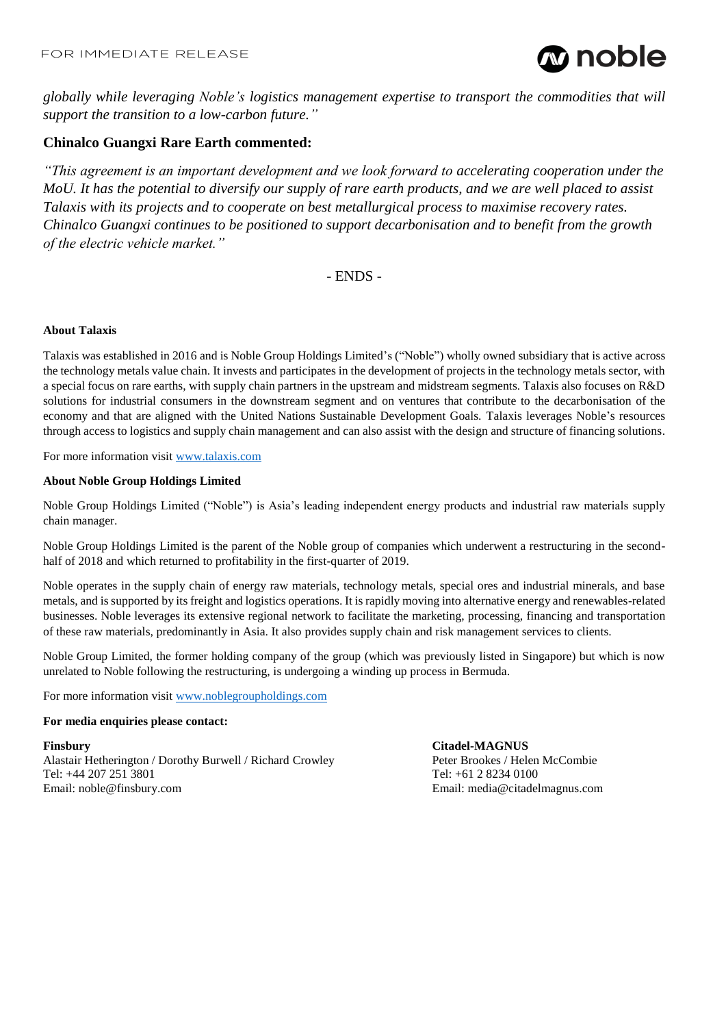*globally while leveraging Noble's logistics management expertise to transport the commodities that will support the transition to a low-carbon future."*

### Chinalco Guangxi Rare Earth commented:

*"This agreement is an important development and we look forward to accelerating cooperation under the MoU. It has the potential to diversify our supply of rare earth products, and we are well placed to assist Talaxis with its projects and to cooperate on best metallurgical process to maximise recovery rates. Chinalco Guangxi continues to be positioned to support decarbonisation and to benefit from the growth of the electric vehicle market."*

- ENDS -

**About Talaxis**

Talaxis was established in 2016 and is Noble Group Holdings Limited's ("Noble") wholly owned subsidiary that is active across the technology metals value chain. It invests and participates in the development of projects in the technology metals sector, with a special focus on rare earths, with supply chain partners in the upstream and midstream segments. Talaxis also focuses on R&D solutions for industrial consumers in the downstream segment and on ventures that contribute to the decarbonisation of the economy and that are aligned with the United Nations Sustainable Development Goals. Talaxis leverages Noble's resources through access to logistics and supply chain management and can also assist with the design and structure of financing solutions.

For more information visit [www.talaxis.com](http://www.talaxis.com)

**About Noble Group Holdings Limited**

Noble Group Holdings Limited ("Noble") is Asia's leading independent energy products and industrial raw materials supply chain manager.

Noble Group Holdings Limited is the parent of the Noble group of companies which underwent a restructuring in the second-half of 2018 and which returned to profitability in the first-quarter of 2019.

Noble operates in the supply chain of energy raw materials, technology metals, special ores and industrial minerals, and base metals, and is supported by its freight and logistics operations. It is rapidly moving into alternative energy and renewables-related businesses. Noble leverages its extensive regional network to facilitate the marketing, processing, financing and transportation of these raw materials, predominantly in Asia. It also provides supply chain and risk management services to clients.

Noble Group Limited, the former holding company of the group (which was previously listed in Singapore) but which is now unrelated to Noble following the restructuring, is undergoing a winding up process in Bermuda.

For more information visit [www.noblegroupholdings.com](http://www.noblegroupholdings.com)

**For media enquiries please contact:**

**Finsbury**
Alastair Hetherington / Dorothy Burwell / Richard Crowley
Tel: +44 207 251 3801
Email: noble@finsbury.com

**Citadel-MAGNUS**
Peter Brookes / Helen McCombie
Tel: +61 2 8234 0100
Email: media@citadelmagnus.com